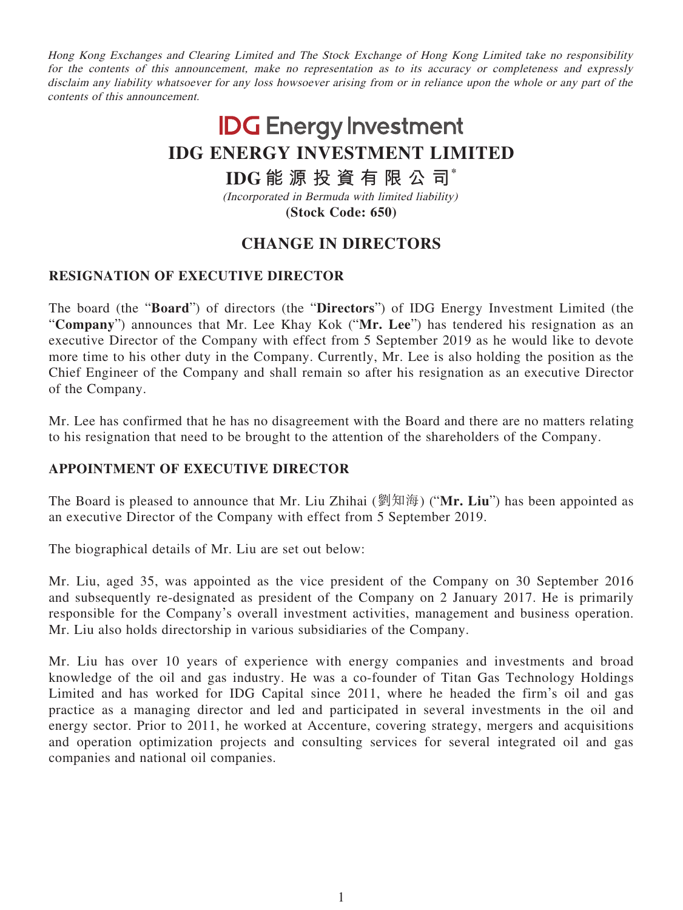*Hong Kong Exchanges and Clearing Limited and The Stock Exchange of Hong Kong Limited take no responsibility for the contents of this announcement, make no representation as to its accuracy or completeness and expressly disclaim any liability whatsoever for any loss howsoever arising from or in reliance upon the whole or any part of the contents of this announcement.*

IDG Energy Investment

# IDG ENERGY INVESTMENT LIMITED

# IDG能源投資有限公司*

*(Incorporated in Bermuda with limited liability)*

**(Stock Code: 650)**

## CHANGE IN DIRECTORS

### RESIGNATION OF EXECUTIVE DIRECTOR

The board (the "**Board**") of directors (the "**Directors**") of IDG Energy Investment Limited (the "**Company**") announces that Mr. Lee Khay Kok ("**Mr. Lee**") has tendered his resignation as an executive Director of the Company with effect from 5 September 2019 as he would like to devote more time to his other duty in the Company. Currently, Mr. Lee is also holding the position as the Chief Engineer of the Company and shall remain so after his resignation as an executive Director of the Company.

Mr. Lee has confirmed that he has no disagreement with the Board and there are no matters relating to his resignation that need to be brought to the attention of the shareholders of the Company.

### APPOINTMENT OF EXECUTIVE DIRECTOR

The Board is pleased to announce that Mr. Liu Zhihai (劉知海) ("**Mr. Liu**") has been appointed as an executive Director of the Company with effect from 5 September 2019.

The biographical details of Mr. Liu are set out below:

Mr. Liu, aged 35, was appointed as the vice president of the Company on 30 September 2016 and subsequently re-designated as president of the Company on 2 January 2017. He is primarily responsible for the Company's overall investment activities, management and business operation. Mr. Liu also holds directorship in various subsidiaries of the Company.

Mr. Liu has over 10 years of experience with energy companies and investments and broad knowledge of the oil and gas industry. He was a co-founder of Titan Gas Technology Holdings Limited and has worked for IDG Capital since 2011, where he headed the firm's oil and gas practice as a managing director and led and participated in several investments in the oil and energy sector. Prior to 2011, he worked at Accenture, covering strategy, mergers and acquisitions and operation optimization projects and consulting services for several integrated oil and gas companies and national oil companies.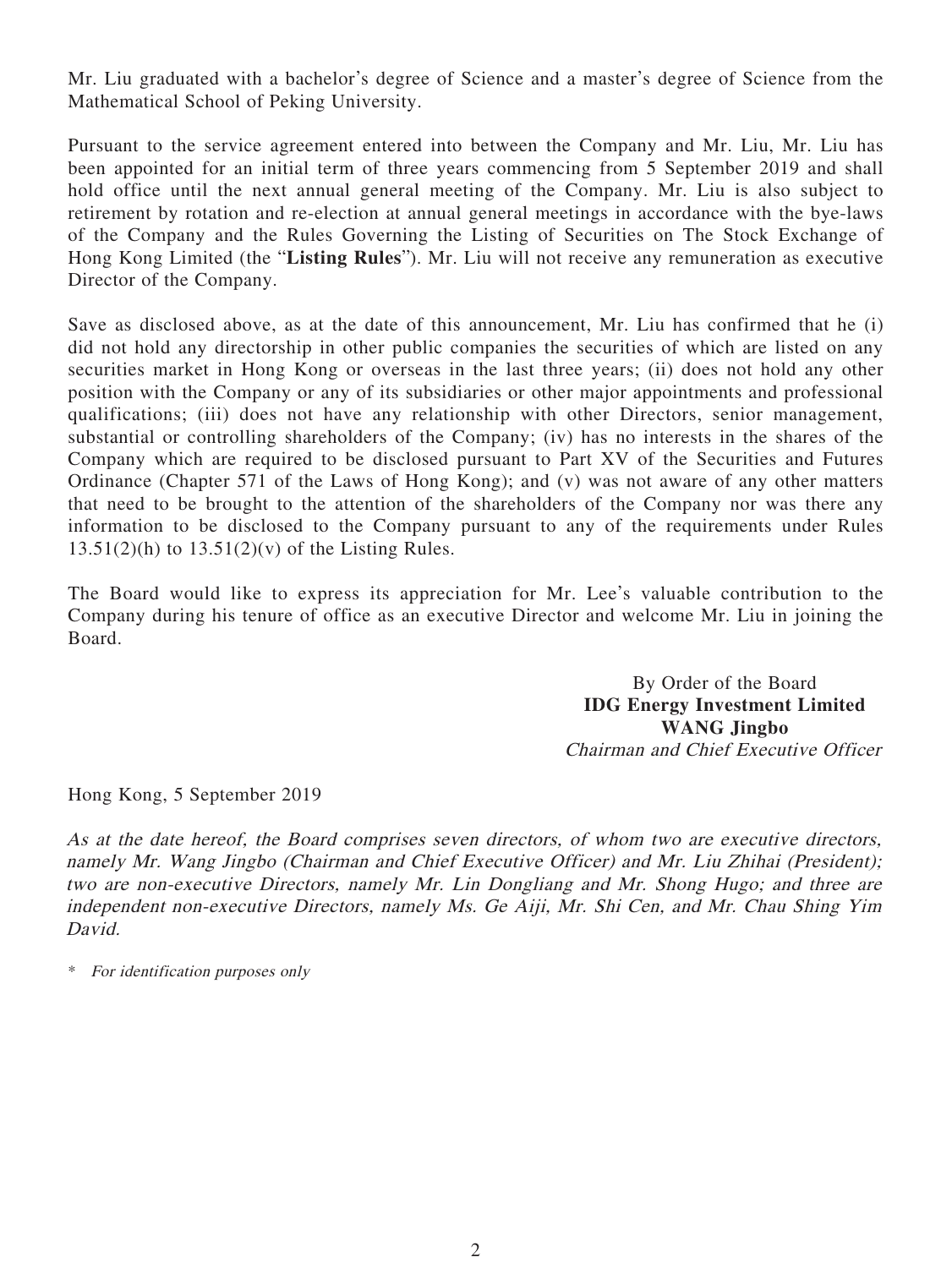Mr. Liu graduated with a bachelor's degree of Science and a master's degree of Science from the Mathematical School of Peking University.

Pursuant to the service agreement entered into between the Company and Mr. Liu, Mr. Liu has been appointed for an initial term of three years commencing from 5 September 2019 and shall hold office until the next annual general meeting of the Company. Mr. Liu is also subject to retirement by rotation and re-election at annual general meetings in accordance with the bye-laws of the Company and the Rules Governing the Listing of Securities on The Stock Exchange of Hong Kong Limited (the "**Listing Rules**"). Mr. Liu will not receive any remuneration as executive Director of the Company.

Save as disclosed above, as at the date of this announcement, Mr. Liu has confirmed that he (i) did not hold any directorship in other public companies the securities of which are listed on any securities market in Hong Kong or overseas in the last three years; (ii) does not hold any other position with the Company or any of its subsidiaries or other major appointments and professional qualifications; (iii) does not have any relationship with other Directors, senior management, substantial or controlling shareholders of the Company; (iv) has no interests in the shares of the Company which are required to be disclosed pursuant to Part XV of the Securities and Futures Ordinance (Chapter 571 of the Laws of Hong Kong); and (v) was not aware of any other matters that need to be brought to the attention of the shareholders of the Company nor was there any information to be disclosed to the Company pursuant to any of the requirements under Rules 13.51(2)(h) to 13.51(2)(v) of the Listing Rules.

The Board would like to express its appreciation for Mr. Lee's valuable contribution to the Company during his tenure of office as an executive Director and welcome Mr. Liu in joining the Board.

By Order of the Board
**IDG Energy Investment Limited**
**WANG Jingbo**
*Chairman and Chief Executive Officer*

Hong Kong, 5 September 2019

*As at the date hereof, the Board comprises seven directors, of whom two are executive directors, namely Mr. Wang Jingbo (Chairman and Chief Executive Officer) and Mr. Liu Zhihai (President); two are non-executive Directors, namely Mr. Lin Dongliang and Mr. Shong Hugo; and three are independent non-executive Directors, namely Ms. Ge Aiji, Mr. Shi Cen, and Mr. Chau Shing Yim David.*

\* *For identification purposes only*